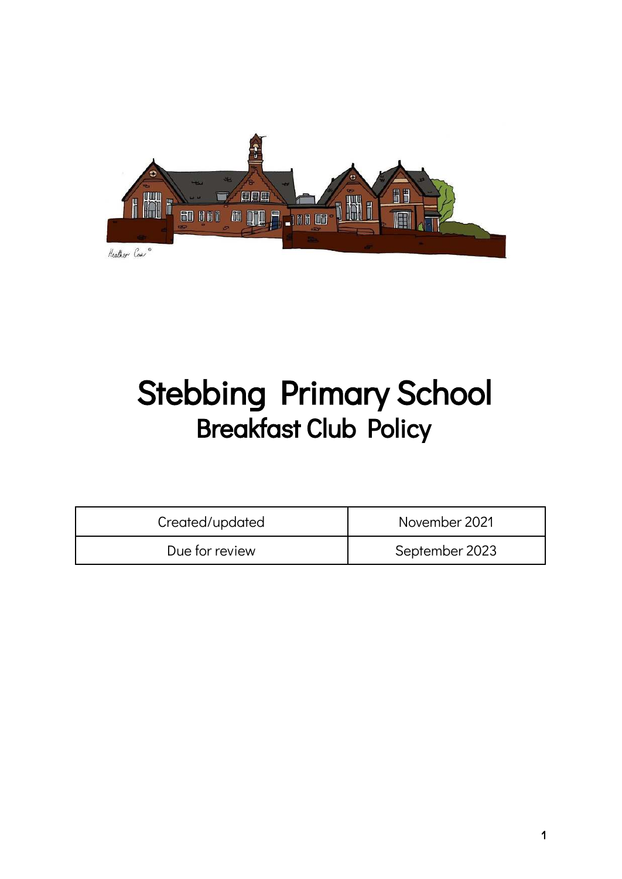# Stebbing Primary School
## Breakfast Club Policy

| Created/updated | November 2021 |
|---|---|
| Due for review | September 2023 |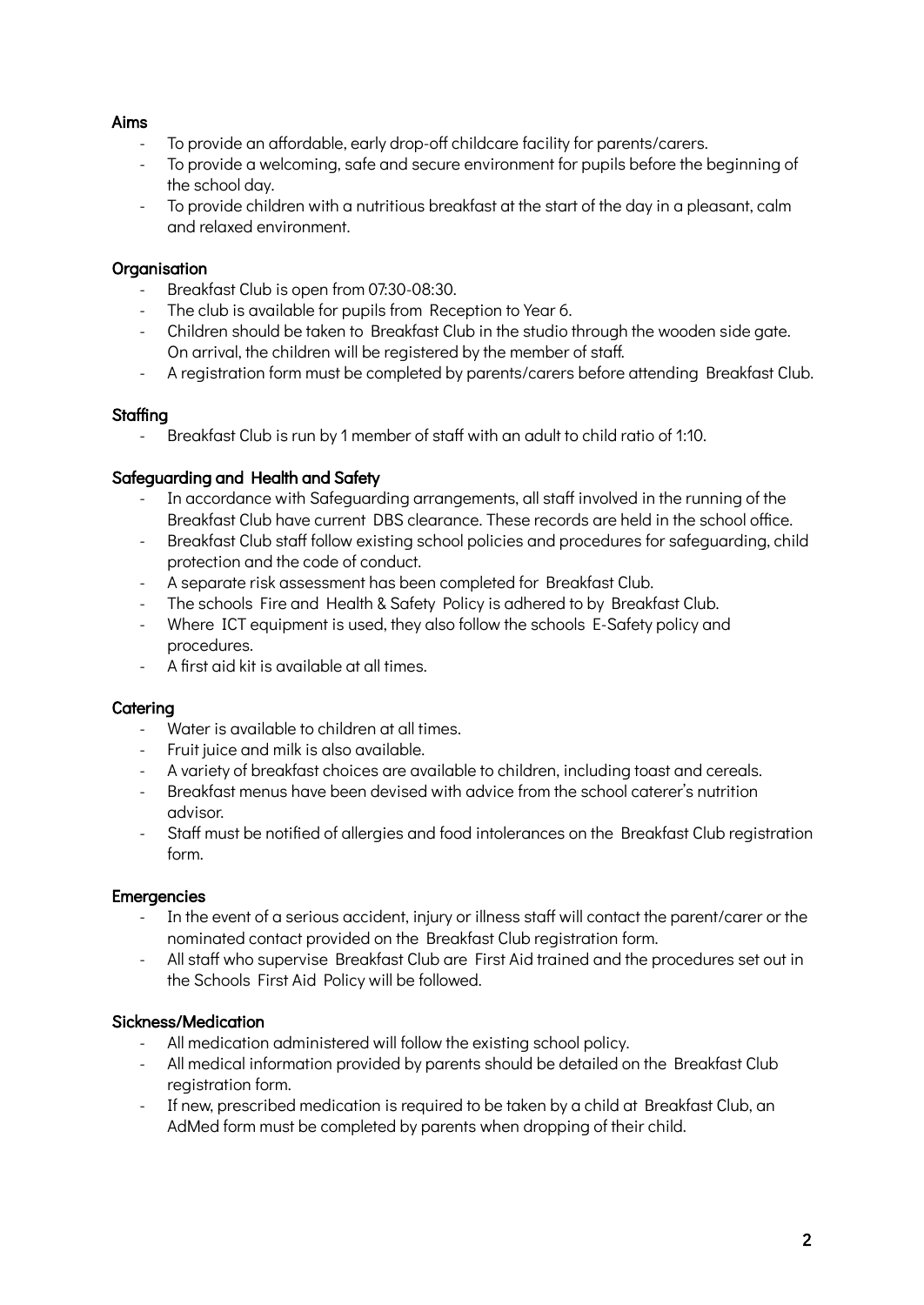### Aims

- To provide an affordable, early drop-off childcare facility for parents/carers.
- To provide a welcoming, safe and secure environment for pupils before the beginning of the school day.
- To provide children with a nutritious breakfast at the start of the day in a pleasant, calm and relaxed environment.

### Organisation

- Breakfast Club is open from 07:30-08:30.
- The club is available for pupils from Reception to Year 6.
- Children should be taken to Breakfast Club in the studio through the wooden side gate. On arrival, the children will be registered by the member of staff.
- A registration form must be completed by parents/carers before attending Breakfast Club.

### Staffing

- Breakfast Club is run by 1 member of staff with an adult to child ratio of 1:10.

### Safeguarding and Health and Safety

- In accordance with Safeguarding arrangements, all staff involved in the running of the Breakfast Club have current DBS clearance. These records are held in the school office.
- Breakfast Club staff follow existing school policies and procedures for safeguarding, child protection and the code of conduct.
- A separate risk assessment has been completed for Breakfast Club.
- The schools Fire and Health & Safety Policy is adhered to by Breakfast Club.
- Where ICT equipment is used, they also follow the schools E-Safety policy and procedures.
- A first aid kit is available at all times.

### Catering

- Water is available to children at all times.
- Fruit juice and milk is also available.
- A variety of breakfast choices are available to children, including toast and cereals.
- Breakfast menus have been devised with advice from the school caterer's nutrition advisor.
- Staff must be notified of allergies and food intolerances on the Breakfast Club registration form.

### Emergencies

- In the event of a serious accident, injury or illness staff will contact the parent/carer or the nominated contact provided on the Breakfast Club registration form.
- All staff who supervise Breakfast Club are First Aid trained and the procedures set out in the Schools First Aid Policy will be followed.

### Sickness/Medication

- All medication administered will follow the existing school policy.
- All medical information provided by parents should be detailed on the Breakfast Club registration form.
- If new, prescribed medication is required to be taken by a child at Breakfast Club, an AdMed form must be completed by parents when dropping of their child.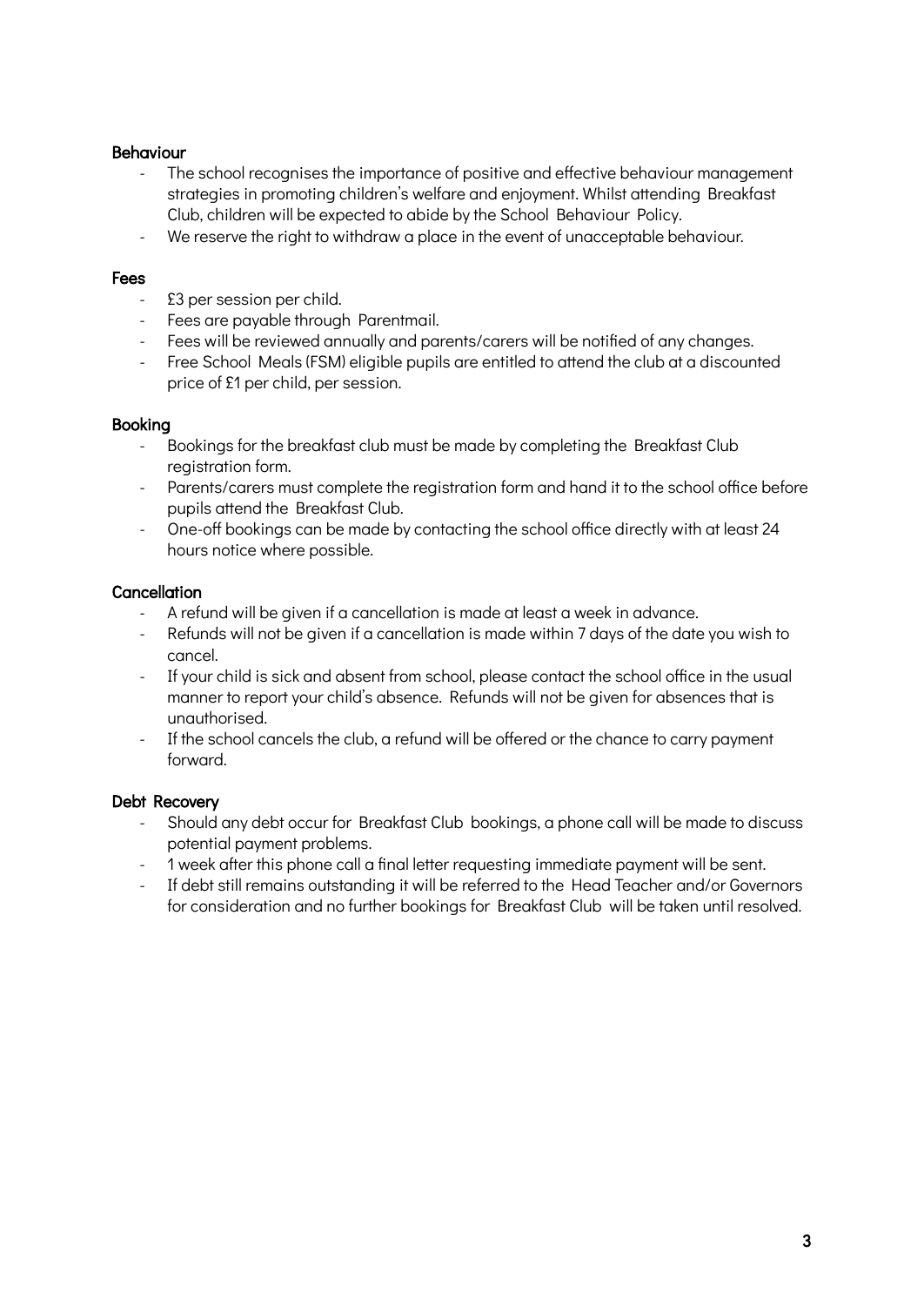### Behaviour

- The school recognises the importance of positive and effective behaviour management strategies in promoting children's welfare and enjoyment. Whilst attending Breakfast Club, children will be expected to abide by the School Behaviour Policy.
- We reserve the right to withdraw a place in the event of unacceptable behaviour.

### Fees

- £3 per session per child.
- Fees are payable through Parentmail.
- Fees will be reviewed annually and parents/carers will be notified of any changes.
- Free School Meals (FSM) eligible pupils are entitled to attend the club at a discounted price of £1 per child, per session.

### Booking

- Bookings for the breakfast club must be made by completing the Breakfast Club registration form.
- Parents/carers must complete the registration form and hand it to the school office before pupils attend the Breakfast Club.
- One-off bookings can be made by contacting the school office directly with at least 24 hours notice where possible.

### Cancellation

- A refund will be given if a cancellation is made at least a week in advance.
- Refunds will not be given if a cancellation is made within 7 days of the date you wish to cancel.
- If your child is sick and absent from school, please contact the school office in the usual manner to report your child's absence. Refunds will not be given for absences that is unauthorised.
- If the school cancels the club, a refund will be offered or the chance to carry payment forward.

### Debt Recovery

- Should any debt occur for Breakfast Club bookings, a phone call will be made to discuss potential payment problems.
- 1 week after this phone call a final letter requesting immediate payment will be sent.
- If debt still remains outstanding it will be referred to the Head Teacher and/or Governors for consideration and no further bookings for Breakfast Club will be taken until resolved.